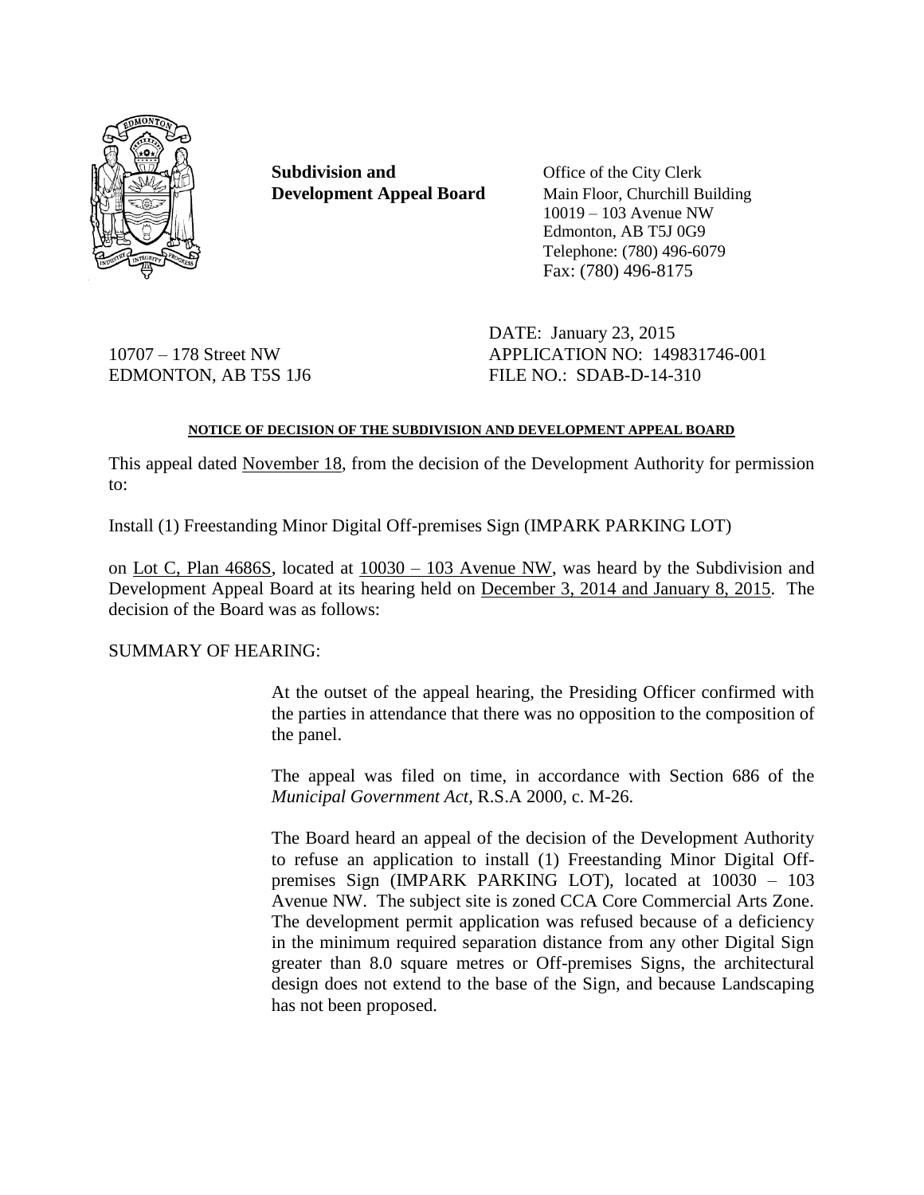**Subdivision and Development Appeal Board**

Office of the City Clerk
Main Floor, Churchill Building
10019 – 103 Avenue NW
Edmonton, AB T5J 0G9
Telephone: (780) 496-6079
Fax: (780) 496-8175

10707 – 178 Street NW
EDMONTON, AB T5S 1J6

DATE: January 23, 2015
APPLICATION NO: 149831746-001
FILE NO.: SDAB-D-14-310

**NOTICE OF DECISION OF THE SUBDIVISION AND DEVELOPMENT APPEAL BOARD**

This appeal dated November 18, from the decision of the Development Authority for permission to:

Install (1) Freestanding Minor Digital Off-premises Sign (IMPARK PARKING LOT)

on Lot C, Plan 4686S, located at 10030 – 103 Avenue NW, was heard by the Subdivision and Development Appeal Board at its hearing held on December 3, 2014 and January 8, 2015. The decision of the Board was as follows:

SUMMARY OF HEARING:

At the outset of the appeal hearing, the Presiding Officer confirmed with the parties in attendance that there was no opposition to the composition of the panel.

The appeal was filed on time, in accordance with Section 686 of the *Municipal Government Act*, R.S.A 2000, c. M-26.

The Board heard an appeal of the decision of the Development Authority to refuse an application to install (1) Freestanding Minor Digital Off-premises Sign (IMPARK PARKING LOT), located at 10030 – 103 Avenue NW. The subject site is zoned CCA Core Commercial Arts Zone. The development permit application was refused because of a deficiency in the minimum required separation distance from any other Digital Sign greater than 8.0 square metres or Off-premises Signs, the architectural design does not extend to the base of the Sign, and because Landscaping has not been proposed.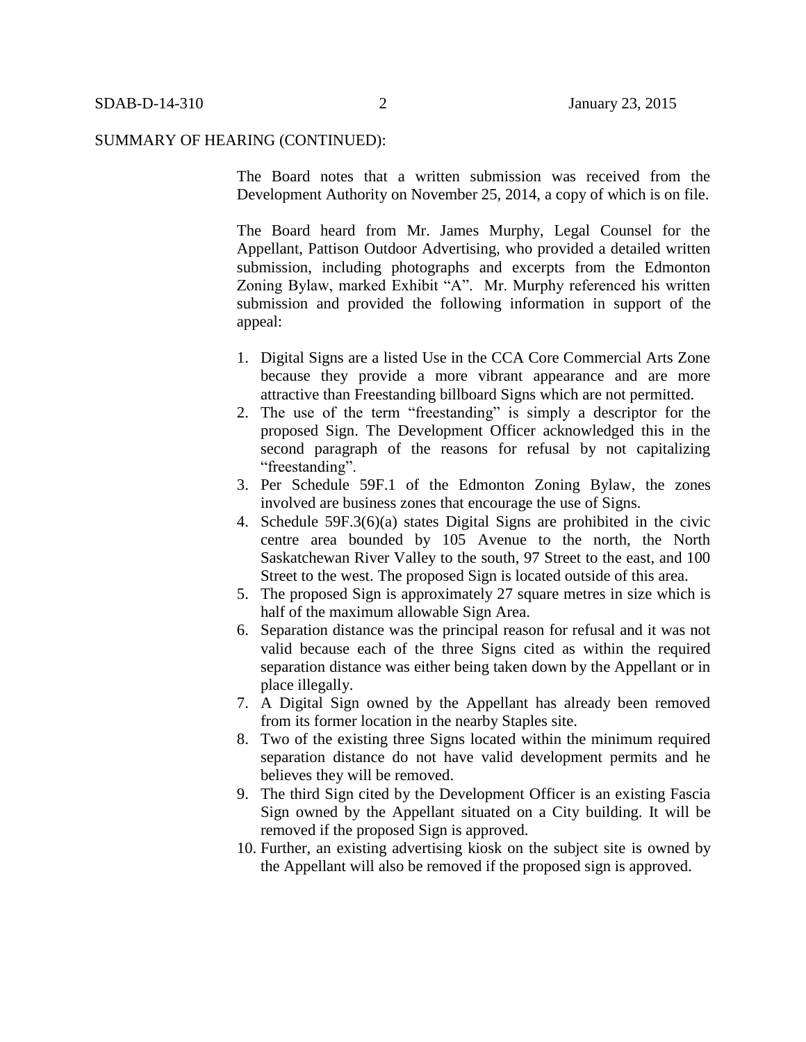SUMMARY OF HEARING (CONTINUED):

The Board notes that a written submission was received from the Development Authority on November 25, 2014, a copy of which is on file.

The Board heard from Mr. James Murphy, Legal Counsel for the Appellant, Pattison Outdoor Advertising, who provided a detailed written submission, including photographs and excerpts from the Edmonton Zoning Bylaw, marked Exhibit "A". Mr. Murphy referenced his written submission and provided the following information in support of the appeal:

1. Digital Signs are a listed Use in the CCA Core Commercial Arts Zone because they provide a more vibrant appearance and are more attractive than Freestanding billboard Signs which are not permitted.
2. The use of the term "freestanding" is simply a descriptor for the proposed Sign. The Development Officer acknowledged this in the second paragraph of the reasons for refusal by not capitalizing "freestanding".
3. Per Schedule 59F.1 of the Edmonton Zoning Bylaw, the zones involved are business zones that encourage the use of Signs.
4. Schedule 59F.3(6)(a) states Digital Signs are prohibited in the civic centre area bounded by 105 Avenue to the north, the North Saskatchewan River Valley to the south, 97 Street to the east, and 100 Street to the west. The proposed Sign is located outside of this area.
5. The proposed Sign is approximately 27 square metres in size which is half of the maximum allowable Sign Area.
6. Separation distance was the principal reason for refusal and it was not valid because each of the three Signs cited as within the required separation distance was either being taken down by the Appellant or in place illegally.
7. A Digital Sign owned by the Appellant has already been removed from its former location in the nearby Staples site.
8. Two of the existing three Signs located within the minimum required separation distance do not have valid development permits and he believes they will be removed.
9. The third Sign cited by the Development Officer is an existing Fascia Sign owned by the Appellant situated on a City building. It will be removed if the proposed Sign is approved.
10. Further, an existing advertising kiosk on the subject site is owned by the Appellant will also be removed if the proposed sign is approved.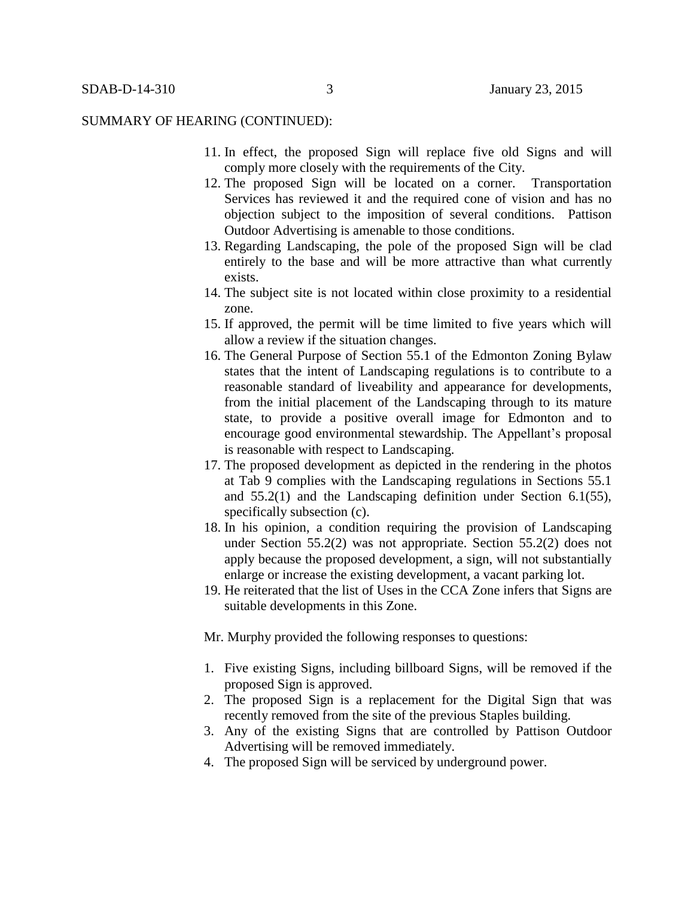SUMMARY OF HEARING (CONTINUED):

11. In effect, the proposed Sign will replace five old Signs and will comply more closely with the requirements of the City.
12. The proposed Sign will be located on a corner. Transportation Services has reviewed it and the required cone of vision and has no objection subject to the imposition of several conditions. Pattison Outdoor Advertising is amenable to those conditions.
13. Regarding Landscaping, the pole of the proposed Sign will be clad entirely to the base and will be more attractive than what currently exists.
14. The subject site is not located within close proximity to a residential zone.
15. If approved, the permit will be time limited to five years which will allow a review if the situation changes.
16. The General Purpose of Section 55.1 of the Edmonton Zoning Bylaw states that the intent of Landscaping regulations is to contribute to a reasonable standard of liveability and appearance for developments, from the initial placement of the Landscaping through to its mature state, to provide a positive overall image for Edmonton and to encourage good environmental stewardship. The Appellant's proposal is reasonable with respect to Landscaping.
17. The proposed development as depicted in the rendering in the photos at Tab 9 complies with the Landscaping regulations in Sections 55.1 and 55.2(1) and the Landscaping definition under Section 6.1(55), specifically subsection (c).
18. In his opinion, a condition requiring the provision of Landscaping under Section 55.2(2) was not appropriate. Section 55.2(2) does not apply because the proposed development, a sign, will not substantially enlarge or increase the existing development, a vacant parking lot.
19. He reiterated that the list of Uses in the CCA Zone infers that Signs are suitable developments in this Zone.

Mr. Murphy provided the following responses to questions:

1. Five existing Signs, including billboard Signs, will be removed if the proposed Sign is approved.
2. The proposed Sign is a replacement for the Digital Sign that was recently removed from the site of the previous Staples building.
3. Any of the existing Signs that are controlled by Pattison Outdoor Advertising will be removed immediately.
4. The proposed Sign will be serviced by underground power.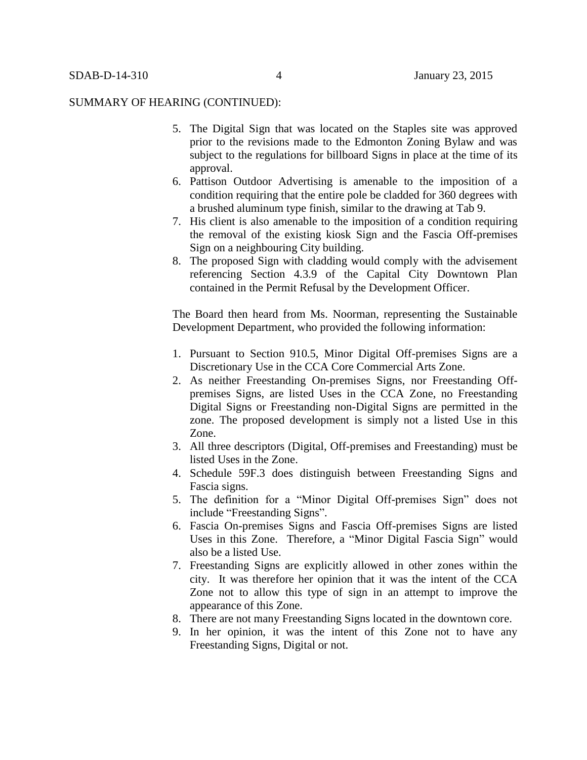SUMMARY OF HEARING (CONTINUED):

5. The Digital Sign that was located on the Staples site was approved prior to the revisions made to the Edmonton Zoning Bylaw and was subject to the regulations for billboard Signs in place at the time of its approval.
6. Pattison Outdoor Advertising is amenable to the imposition of a condition requiring that the entire pole be cladded for 360 degrees with a brushed aluminum type finish, similar to the drawing at Tab 9.
7. His client is also amenable to the imposition of a condition requiring the removal of the existing kiosk Sign and the Fascia Off-premises Sign on a neighbouring City building.
8. The proposed Sign with cladding would comply with the advisement referencing Section 4.3.9 of the Capital City Downtown Plan contained in the Permit Refusal by the Development Officer.

The Board then heard from Ms. Noorman, representing the Sustainable Development Department, who provided the following information:

1. Pursuant to Section 910.5, Minor Digital Off-premises Signs are a Discretionary Use in the CCA Core Commercial Arts Zone.
2. As neither Freestanding On-premises Signs, nor Freestanding Off-premises Signs, are listed Uses in the CCA Zone, no Freestanding Digital Signs or Freestanding non-Digital Signs are permitted in the zone. The proposed development is simply not a listed Use in this Zone.
3. All three descriptors (Digital, Off-premises and Freestanding) must be listed Uses in the Zone.
4. Schedule 59F.3 does distinguish between Freestanding Signs and Fascia signs.
5. The definition for a "Minor Digital Off-premises Sign" does not include "Freestanding Signs".
6. Fascia On-premises Signs and Fascia Off-premises Signs are listed Uses in this Zone. Therefore, a "Minor Digital Fascia Sign" would also be a listed Use.
7. Freestanding Signs are explicitly allowed in other zones within the city. It was therefore her opinion that it was the intent of the CCA Zone not to allow this type of sign in an attempt to improve the appearance of this Zone.
8. There are not many Freestanding Signs located in the downtown core.
9. In her opinion, it was the intent of this Zone not to have any Freestanding Signs, Digital or not.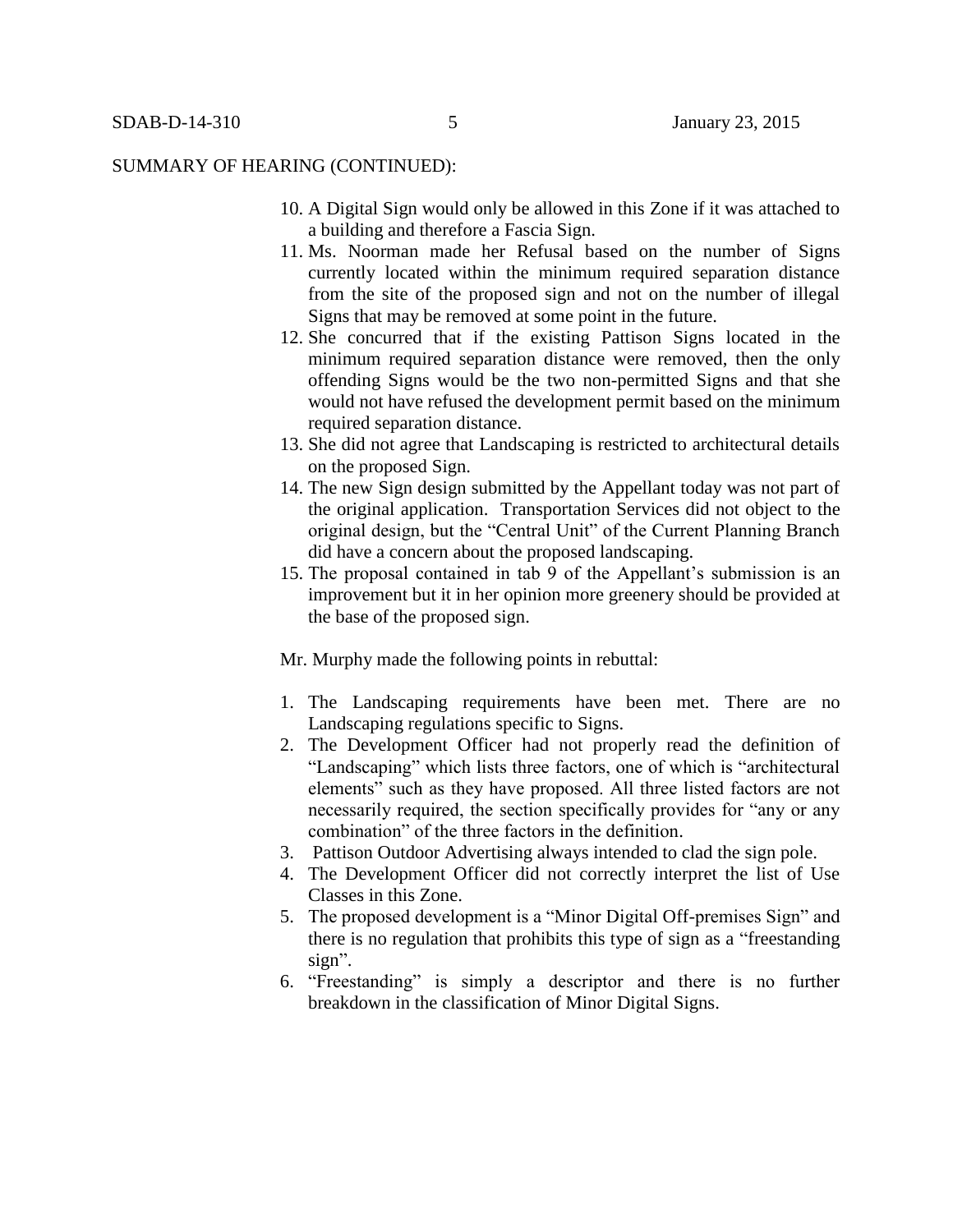SUMMARY OF HEARING (CONTINUED):

10. A Digital Sign would only be allowed in this Zone if it was attached to a building and therefore a Fascia Sign.
11. Ms. Noorman made her Refusal based on the number of Signs currently located within the minimum required separation distance from the site of the proposed sign and not on the number of illegal Signs that may be removed at some point in the future.
12. She concurred that if the existing Pattison Signs located in the minimum required separation distance were removed, then the only offending Signs would be the two non-permitted Signs and that she would not have refused the development permit based on the minimum required separation distance.
13. She did not agree that Landscaping is restricted to architectural details on the proposed Sign.
14. The new Sign design submitted by the Appellant today was not part of the original application. Transportation Services did not object to the original design, but the "Central Unit" of the Current Planning Branch did have a concern about the proposed landscaping.
15. The proposal contained in tab 9 of the Appellant's submission is an improvement but it in her opinion more greenery should be provided at the base of the proposed sign.

Mr. Murphy made the following points in rebuttal:

1. The Landscaping requirements have been met. There are no Landscaping regulations specific to Signs.
2. The Development Officer had not properly read the definition of "Landscaping" which lists three factors, one of which is "architectural elements" such as they have proposed. All three listed factors are not necessarily required, the section specifically provides for "any or any combination" of the three factors in the definition.
3. Pattison Outdoor Advertising always intended to clad the sign pole.
4. The Development Officer did not correctly interpret the list of Use Classes in this Zone.
5. The proposed development is a "Minor Digital Off-premises Sign" and there is no regulation that prohibits this type of sign as a "freestanding sign".
6. "Freestanding" is simply a descriptor and there is no further breakdown in the classification of Minor Digital Signs.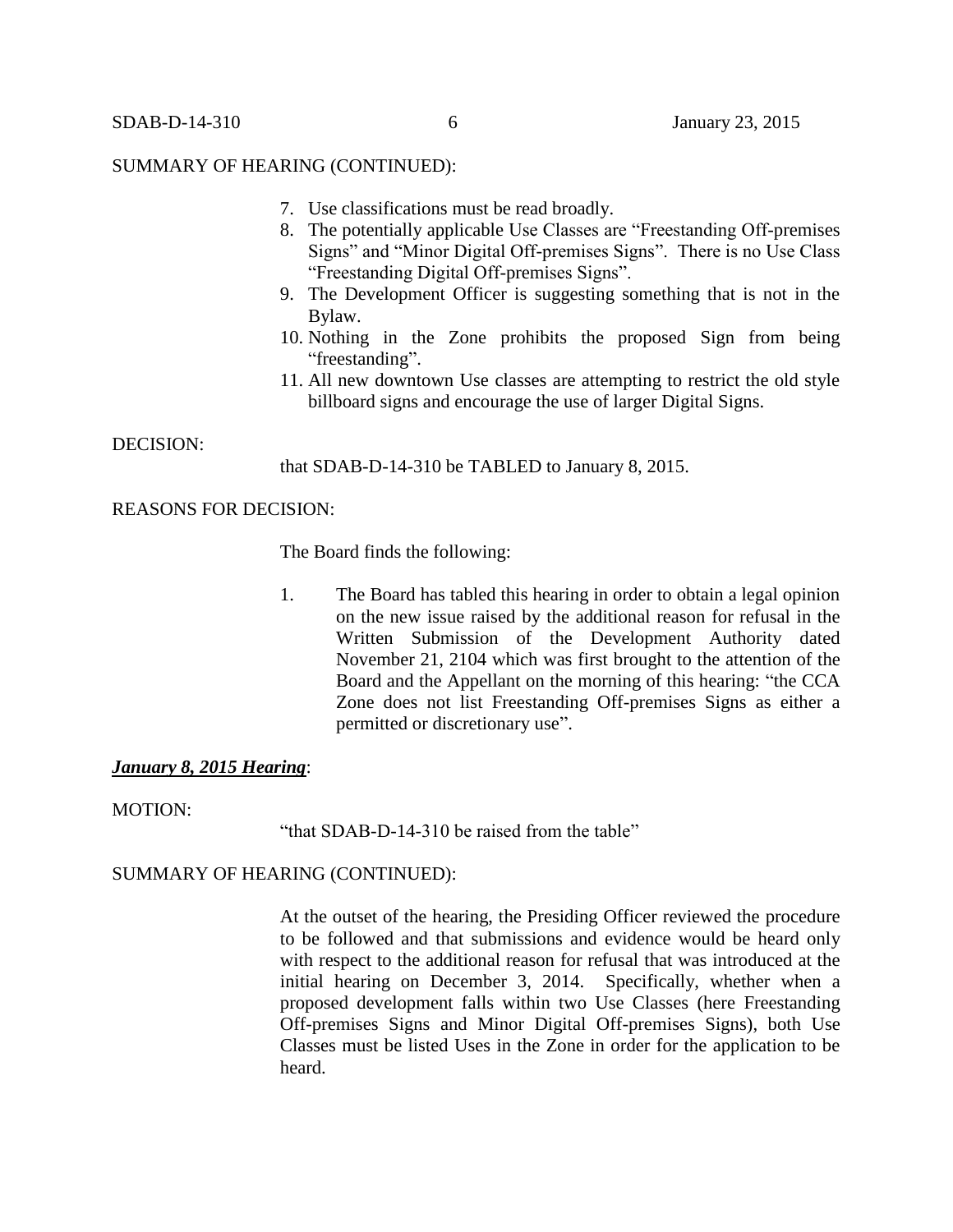SUMMARY OF HEARING (CONTINUED):

7. Use classifications must be read broadly.
8. The potentially applicable Use Classes are "Freestanding Off-premises Signs" and "Minor Digital Off-premises Signs". There is no Use Class "Freestanding Digital Off-premises Signs".
9. The Development Officer is suggesting something that is not in the Bylaw.
10. Nothing in the Zone prohibits the proposed Sign from being "freestanding".
11. All new downtown Use classes are attempting to restrict the old style billboard signs and encourage the use of larger Digital Signs.

DECISION:

that SDAB-D-14-310 be TABLED to January 8, 2015.

REASONS FOR DECISION:

The Board finds the following:

1. The Board has tabled this hearing in order to obtain a legal opinion on the new issue raised by the additional reason for refusal in the Written Submission of the Development Authority dated November 21, 2104 which was first brought to the attention of the Board and the Appellant on the morning of this hearing: "the CCA Zone does not list Freestanding Off-premises Signs as either a permitted or discretionary use".

***January 8, 2015 Hearing***:

MOTION:

"that SDAB-D-14-310 be raised from the table"

SUMMARY OF HEARING (CONTINUED):

At the outset of the hearing, the Presiding Officer reviewed the procedure to be followed and that submissions and evidence would be heard only with respect to the additional reason for refusal that was introduced at the initial hearing on December 3, 2014. Specifically, whether when a proposed development falls within two Use Classes (here Freestanding Off-premises Signs and Minor Digital Off-premises Signs), both Use Classes must be listed Uses in the Zone in order for the application to be heard.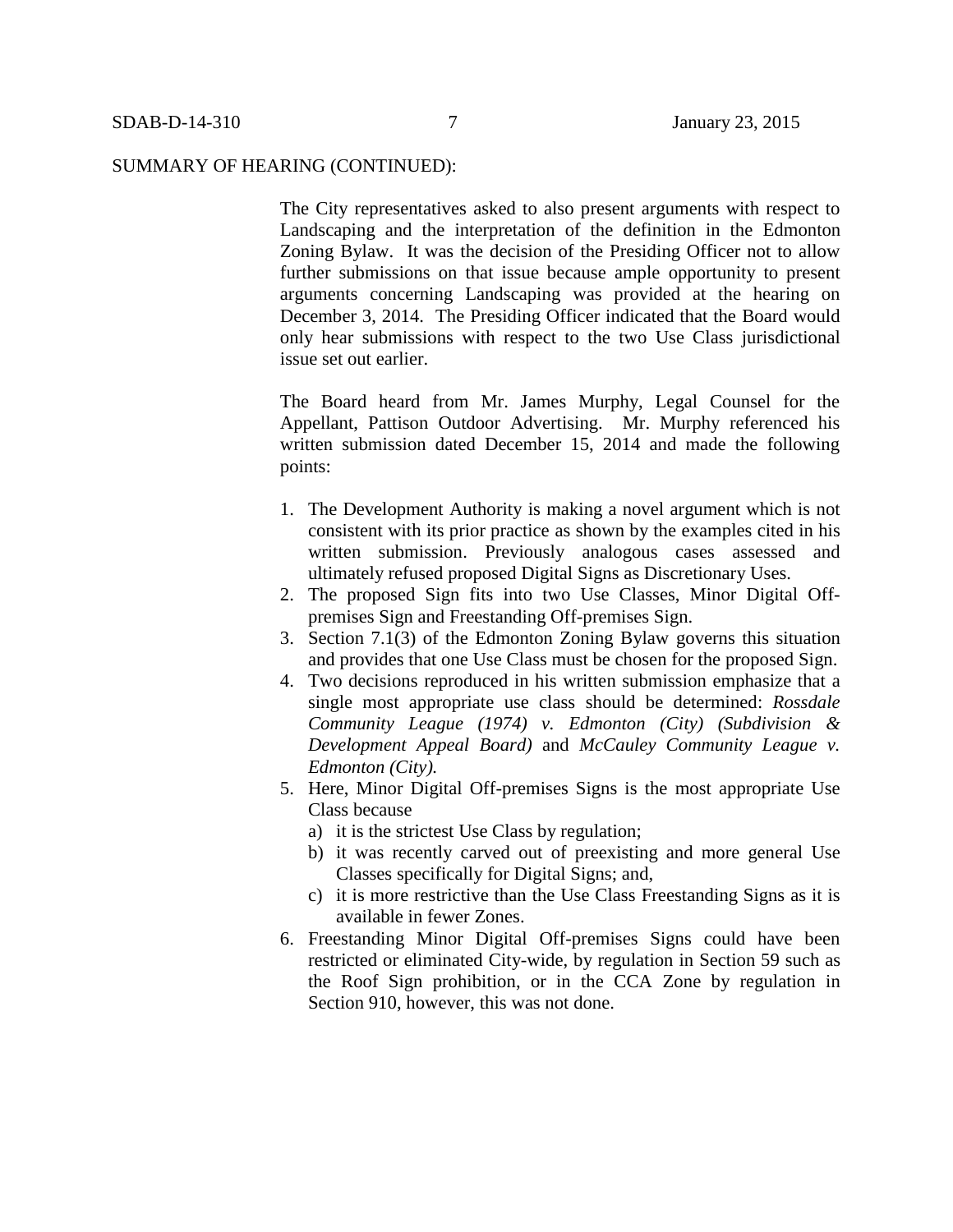SUMMARY OF HEARING (CONTINUED):

The City representatives asked to also present arguments with respect to Landscaping and the interpretation of the definition in the Edmonton Zoning Bylaw. It was the decision of the Presiding Officer not to allow further submissions on that issue because ample opportunity to present arguments concerning Landscaping was provided at the hearing on December 3, 2014. The Presiding Officer indicated that the Board would only hear submissions with respect to the two Use Class jurisdictional issue set out earlier.

The Board heard from Mr. James Murphy, Legal Counsel for the Appellant, Pattison Outdoor Advertising. Mr. Murphy referenced his written submission dated December 15, 2014 and made the following points:

1. The Development Authority is making a novel argument which is not consistent with its prior practice as shown by the examples cited in his written submission. Previously analogous cases assessed and ultimately refused proposed Digital Signs as Discretionary Uses.
2. The proposed Sign fits into two Use Classes, Minor Digital Off-premises Sign and Freestanding Off-premises Sign.
3. Section 7.1(3) of the Edmonton Zoning Bylaw governs this situation and provides that one Use Class must be chosen for the proposed Sign.
4. Two decisions reproduced in his written submission emphasize that a single most appropriate use class should be determined: *Rossdale Community League (1974) v. Edmonton (City) (Subdivision & Development Appeal Board)* and *McCauley Community League v. Edmonton (City).*
5. Here, Minor Digital Off-premises Signs is the most appropriate Use Class because
   a) it is the strictest Use Class by regulation;
   b) it was recently carved out of preexisting and more general Use Classes specifically for Digital Signs; and,
   c) it is more restrictive than the Use Class Freestanding Signs as it is available in fewer Zones.
6. Freestanding Minor Digital Off-premises Signs could have been restricted or eliminated City-wide, by regulation in Section 59 such as the Roof Sign prohibition, or in the CCA Zone by regulation in Section 910, however, this was not done.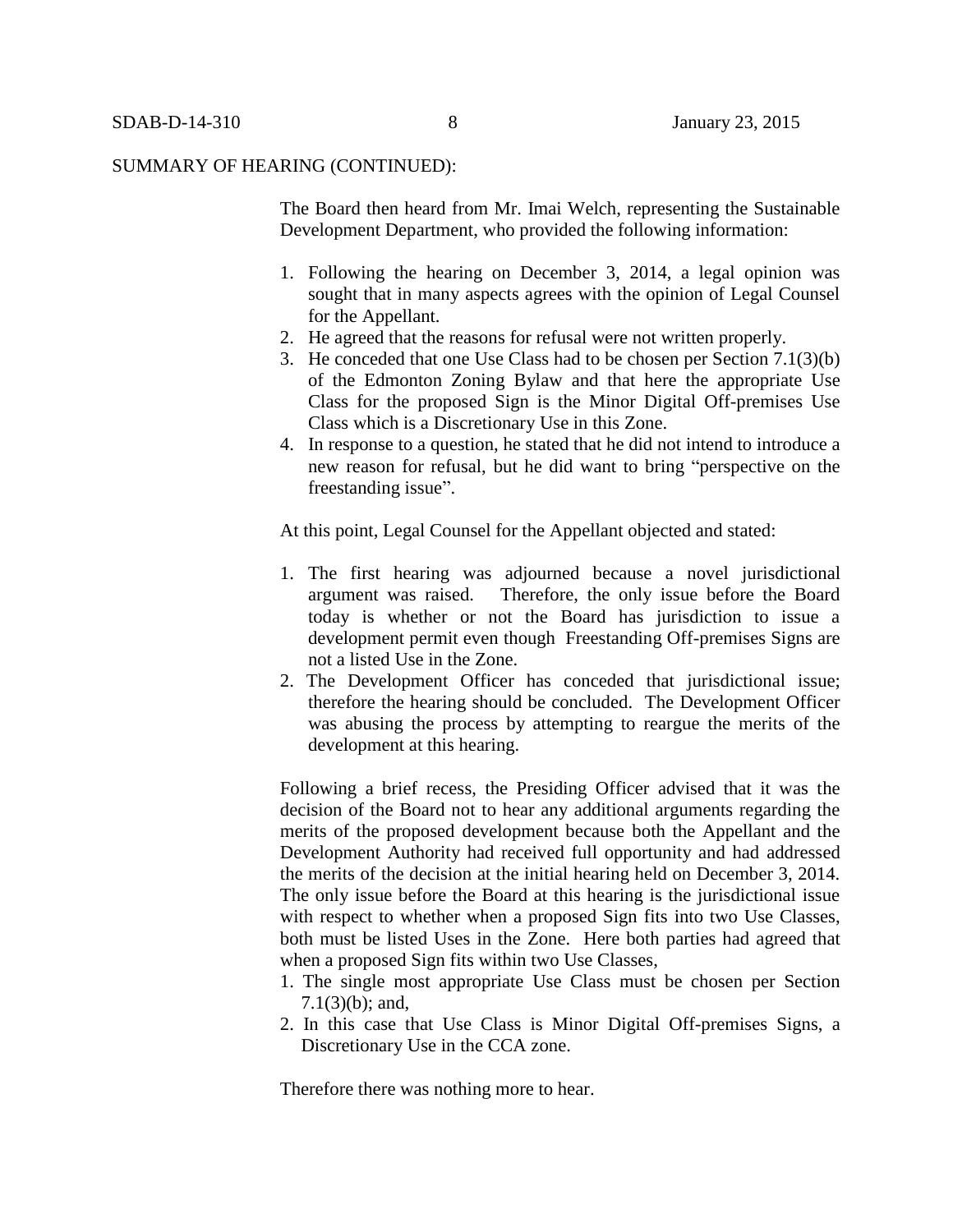SUMMARY OF HEARING (CONTINUED):

The Board then heard from Mr. Imai Welch, representing the Sustainable Development Department, who provided the following information:

1. Following the hearing on December 3, 2014, a legal opinion was sought that in many aspects agrees with the opinion of Legal Counsel for the Appellant.
2. He agreed that the reasons for refusal were not written properly.
3. He conceded that one Use Class had to be chosen per Section 7.1(3)(b) of the Edmonton Zoning Bylaw and that here the appropriate Use Class for the proposed Sign is the Minor Digital Off-premises Use Class which is a Discretionary Use in this Zone.
4. In response to a question, he stated that he did not intend to introduce a new reason for refusal, but he did want to bring "perspective on the freestanding issue".

At this point, Legal Counsel for the Appellant objected and stated:

1. The first hearing was adjourned because a novel jurisdictional argument was raised. Therefore, the only issue before the Board today is whether or not the Board has jurisdiction to issue a development permit even though Freestanding Off-premises Signs are not a listed Use in the Zone.
2. The Development Officer has conceded that jurisdictional issue; therefore the hearing should be concluded. The Development Officer was abusing the process by attempting to reargue the merits of the development at this hearing.

Following a brief recess, the Presiding Officer advised that it was the decision of the Board not to hear any additional arguments regarding the merits of the proposed development because both the Appellant and the Development Authority had received full opportunity and had addressed the merits of the decision at the initial hearing held on December 3, 2014. The only issue before the Board at this hearing is the jurisdictional issue with respect to whether when a proposed Sign fits into two Use Classes, both must be listed Uses in the Zone. Here both parties had agreed that when a proposed Sign fits within two Use Classes,

1. The single most appropriate Use Class must be chosen per Section 7.1(3)(b); and,
2. In this case that Use Class is Minor Digital Off-premises Signs, a Discretionary Use in the CCA zone.

Therefore there was nothing more to hear.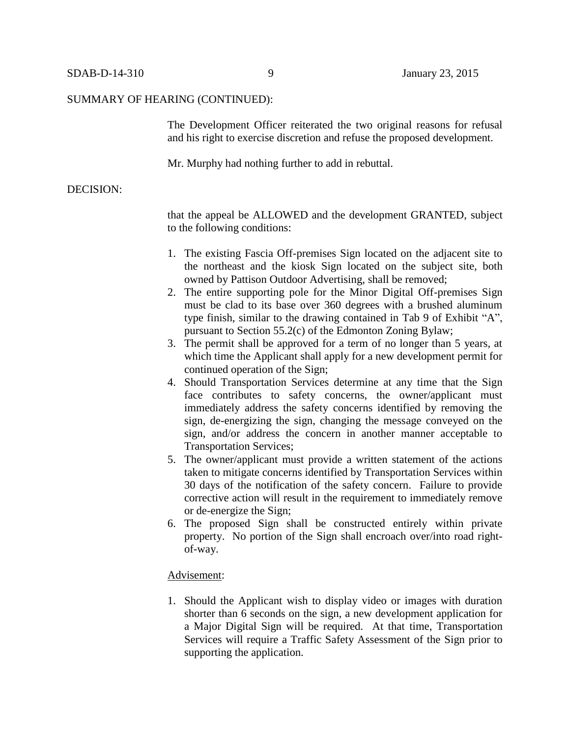SUMMARY OF HEARING (CONTINUED):

The Development Officer reiterated the two original reasons for refusal and his right to exercise discretion and refuse the proposed development.

Mr. Murphy had nothing further to add in rebuttal.

DECISION:

that the appeal be ALLOWED and the development GRANTED, subject to the following conditions:

1. The existing Fascia Off-premises Sign located on the adjacent site to the northeast and the kiosk Sign located on the subject site, both owned by Pattison Outdoor Advertising, shall be removed;
2. The entire supporting pole for the Minor Digital Off-premises Sign must be clad to its base over 360 degrees with a brushed aluminum type finish, similar to the drawing contained in Tab 9 of Exhibit "A", pursuant to Section 55.2(c) of the Edmonton Zoning Bylaw;
3. The permit shall be approved for a term of no longer than 5 years, at which time the Applicant shall apply for a new development permit for continued operation of the Sign;
4. Should Transportation Services determine at any time that the Sign face contributes to safety concerns, the owner/applicant must immediately address the safety concerns identified by removing the sign, de-energizing the sign, changing the message conveyed on the sign, and/or address the concern in another manner acceptable to Transportation Services;
5. The owner/applicant must provide a written statement of the actions taken to mitigate concerns identified by Transportation Services within 30 days of the notification of the safety concern. Failure to provide corrective action will result in the requirement to immediately remove or de-energize the Sign;
6. The proposed Sign shall be constructed entirely within private property. No portion of the Sign shall encroach over/into road right-of-way.

<u>Advisement</u>:

1. Should the Applicant wish to display video or images with duration shorter than 6 seconds on the sign, a new development application for a Major Digital Sign will be required. At that time, Transportation Services will require a Traffic Safety Assessment of the Sign prior to supporting the application.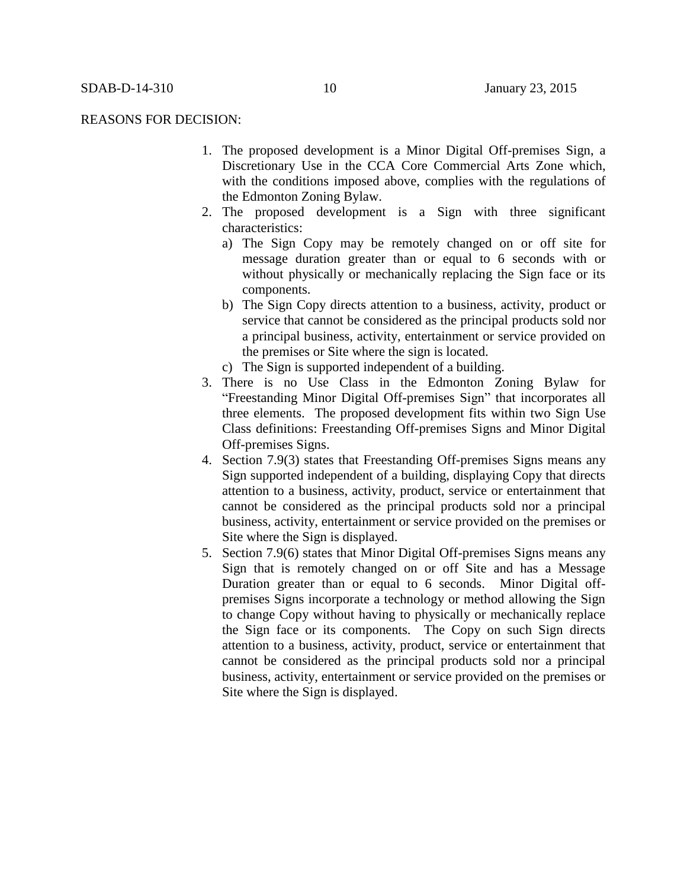REASONS FOR DECISION:

1. The proposed development is a Minor Digital Off-premises Sign, a Discretionary Use in the CCA Core Commercial Arts Zone which, with the conditions imposed above, complies with the regulations of the Edmonton Zoning Bylaw.
2. The proposed development is a Sign with three significant characteristics:
   a) The Sign Copy may be remotely changed on or off site for message duration greater than or equal to 6 seconds with or without physically or mechanically replacing the Sign face or its components.
   b) The Sign Copy directs attention to a business, activity, product or service that cannot be considered as the principal products sold nor a principal business, activity, entertainment or service provided on the premises or Site where the sign is located.
   c) The Sign is supported independent of a building.
3. There is no Use Class in the Edmonton Zoning Bylaw for "Freestanding Minor Digital Off-premises Sign" that incorporates all three elements. The proposed development fits within two Sign Use Class definitions: Freestanding Off-premises Signs and Minor Digital Off-premises Signs.
4. Section 7.9(3) states that Freestanding Off-premises Signs means any Sign supported independent of a building, displaying Copy that directs attention to a business, activity, product, service or entertainment that cannot be considered as the principal products sold nor a principal business, activity, entertainment or service provided on the premises or Site where the Sign is displayed.
5. Section 7.9(6) states that Minor Digital Off-premises Signs means any Sign that is remotely changed on or off Site and has a Message Duration greater than or equal to 6 seconds. Minor Digital off-premises Signs incorporate a technology or method allowing the Sign to change Copy without having to physically or mechanically replace the Sign face or its components. The Copy on such Sign directs attention to a business, activity, product, service or entertainment that cannot be considered as the principal products sold nor a principal business, activity, entertainment or service provided on the premises or Site where the Sign is displayed.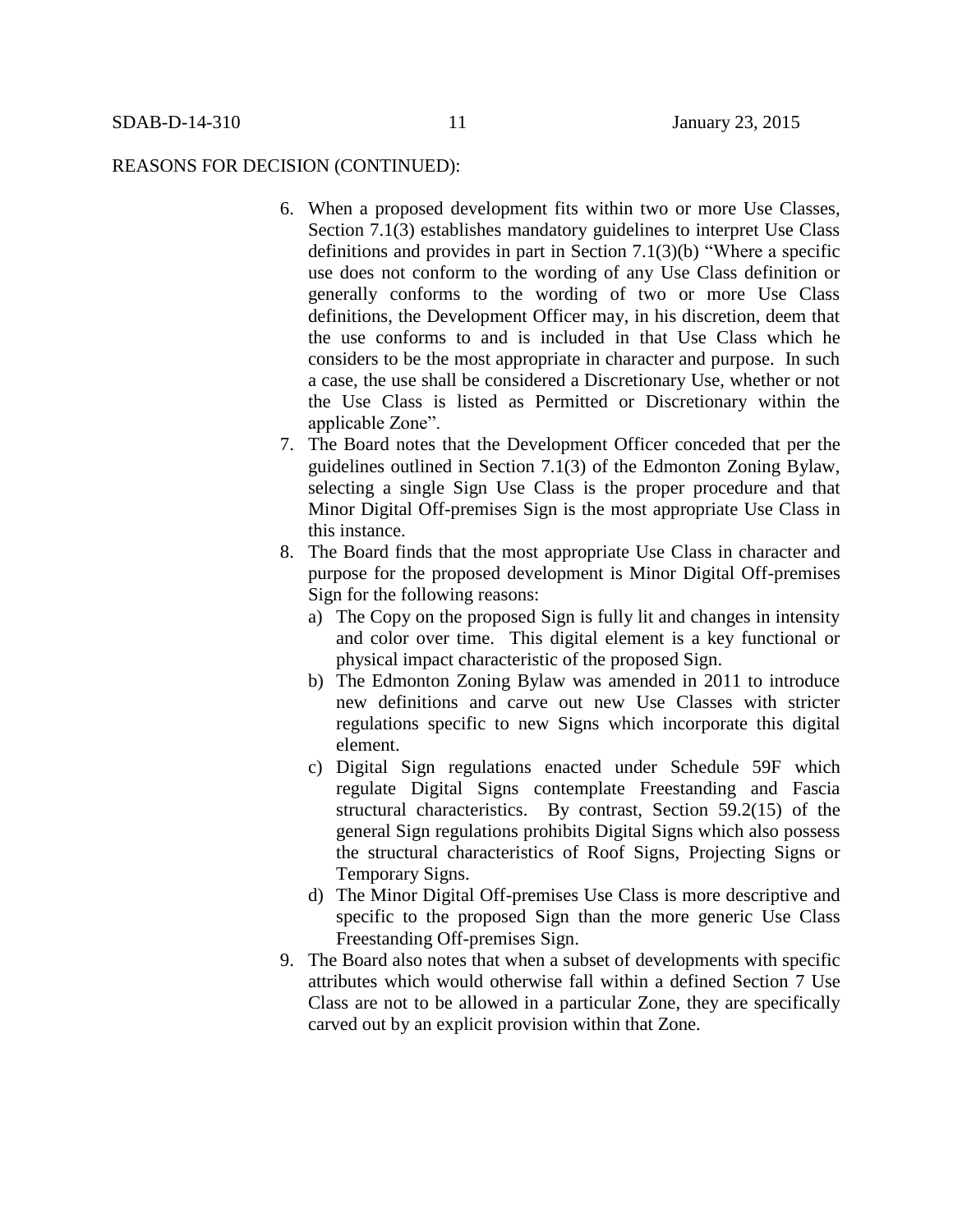REASONS FOR DECISION (CONTINUED):

6. When a proposed development fits within two or more Use Classes, Section 7.1(3) establishes mandatory guidelines to interpret Use Class definitions and provides in part in Section 7.1(3)(b) "Where a specific use does not conform to the wording of any Use Class definition or generally conforms to the wording of two or more Use Class definitions, the Development Officer may, in his discretion, deem that the use conforms to and is included in that Use Class which he considers to be the most appropriate in character and purpose. In such a case, the use shall be considered a Discretionary Use, whether or not the Use Class is listed as Permitted or Discretionary within the applicable Zone".
7. The Board notes that the Development Officer conceded that per the guidelines outlined in Section 7.1(3) of the Edmonton Zoning Bylaw, selecting a single Sign Use Class is the proper procedure and that Minor Digital Off-premises Sign is the most appropriate Use Class in this instance.
8. The Board finds that the most appropriate Use Class in character and purpose for the proposed development is Minor Digital Off-premises Sign for the following reasons:
   a) The Copy on the proposed Sign is fully lit and changes in intensity and color over time. This digital element is a key functional or physical impact characteristic of the proposed Sign.
   b) The Edmonton Zoning Bylaw was amended in 2011 to introduce new definitions and carve out new Use Classes with stricter regulations specific to new Signs which incorporate this digital element.
   c) Digital Sign regulations enacted under Schedule 59F which regulate Digital Signs contemplate Freestanding and Fascia structural characteristics. By contrast, Section 59.2(15) of the general Sign regulations prohibits Digital Signs which also possess the structural characteristics of Roof Signs, Projecting Signs or Temporary Signs.
   d) The Minor Digital Off-premises Use Class is more descriptive and specific to the proposed Sign than the more generic Use Class Freestanding Off-premises Sign.
9. The Board also notes that when a subset of developments with specific attributes which would otherwise fall within a defined Section 7 Use Class are not to be allowed in a particular Zone, they are specifically carved out by an explicit provision within that Zone.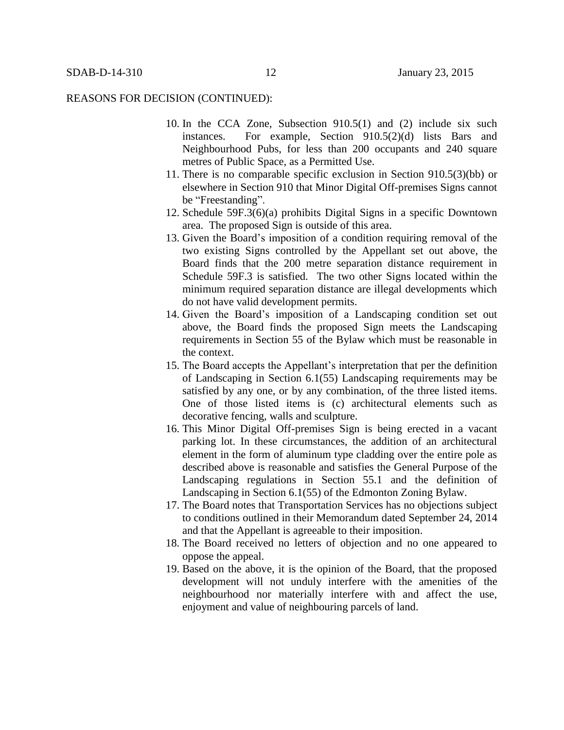REASONS FOR DECISION (CONTINUED):

10. In the CCA Zone, Subsection 910.5(1) and (2) include six such instances. For example, Section 910.5(2)(d) lists Bars and Neighbourhood Pubs, for less than 200 occupants and 240 square metres of Public Space, as a Permitted Use.
11. There is no comparable specific exclusion in Section 910.5(3)(bb) or elsewhere in Section 910 that Minor Digital Off-premises Signs cannot be "Freestanding".
12. Schedule 59F.3(6)(a) prohibits Digital Signs in a specific Downtown area. The proposed Sign is outside of this area.
13. Given the Board's imposition of a condition requiring removal of the two existing Signs controlled by the Appellant set out above, the Board finds that the 200 metre separation distance requirement in Schedule 59F.3 is satisfied. The two other Signs located within the minimum required separation distance are illegal developments which do not have valid development permits.
14. Given the Board's imposition of a Landscaping condition set out above, the Board finds the proposed Sign meets the Landscaping requirements in Section 55 of the Bylaw which must be reasonable in the context.
15. The Board accepts the Appellant's interpretation that per the definition of Landscaping in Section 6.1(55) Landscaping requirements may be satisfied by any one, or by any combination, of the three listed items. One of those listed items is (c) architectural elements such as decorative fencing, walls and sculpture.
16. This Minor Digital Off-premises Sign is being erected in a vacant parking lot. In these circumstances, the addition of an architectural element in the form of aluminum type cladding over the entire pole as described above is reasonable and satisfies the General Purpose of the Landscaping regulations in Section 55.1 and the definition of Landscaping in Section 6.1(55) of the Edmonton Zoning Bylaw.
17. The Board notes that Transportation Services has no objections subject to conditions outlined in their Memorandum dated September 24, 2014 and that the Appellant is agreeable to their imposition.
18. The Board received no letters of objection and no one appeared to oppose the appeal.
19. Based on the above, it is the opinion of the Board, that the proposed development will not unduly interfere with the amenities of the neighbourhood nor materially interfere with and affect the use, enjoyment and value of neighbouring parcels of land.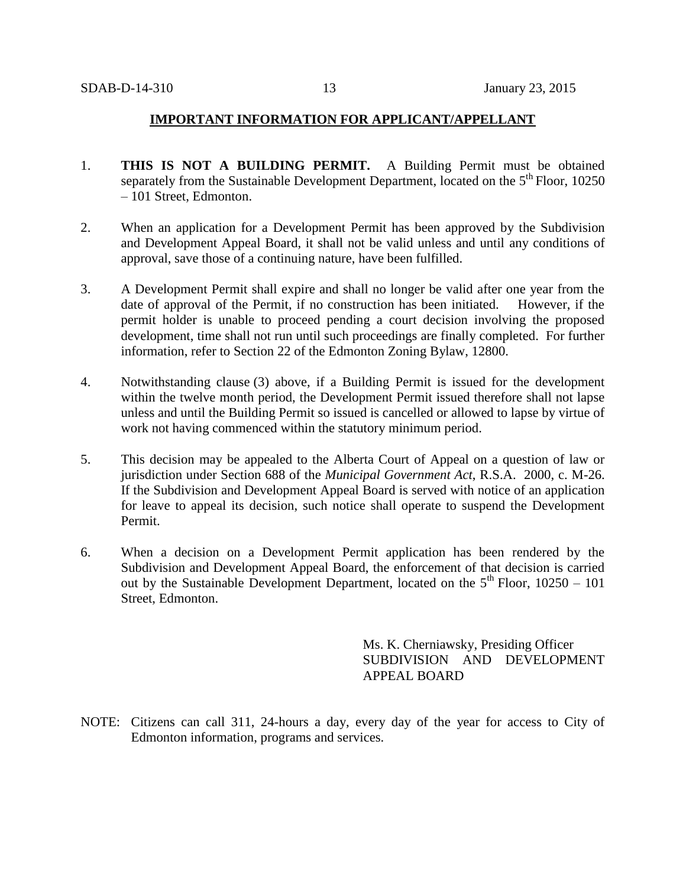## IMPORTANT INFORMATION FOR APPLICANT/APPELLANT

1. **THIS IS NOT A BUILDING PERMIT.** A Building Permit must be obtained separately from the Sustainable Development Department, located on the 5th Floor, 10250 – 101 Street, Edmonton.

2. When an application for a Development Permit has been approved by the Subdivision and Development Appeal Board, it shall not be valid unless and until any conditions of approval, save those of a continuing nature, have been fulfilled.

3. A Development Permit shall expire and shall no longer be valid after one year from the date of approval of the Permit, if no construction has been initiated. However, if the permit holder is unable to proceed pending a court decision involving the proposed development, time shall not run until such proceedings are finally completed. For further information, refer to Section 22 of the Edmonton Zoning Bylaw, 12800.

4. Notwithstanding clause (3) above, if a Building Permit is issued for the development within the twelve month period, the Development Permit issued therefore shall not lapse unless and until the Building Permit so issued is cancelled or allowed to lapse by virtue of work not having commenced within the statutory minimum period.

5. This decision may be appealed to the Alberta Court of Appeal on a question of law or jurisdiction under Section 688 of the *Municipal Government Act*, R.S.A. 2000, c. M-26. If the Subdivision and Development Appeal Board is served with notice of an application for leave to appeal its decision, such notice shall operate to suspend the Development Permit.

6. When a decision on a Development Permit application has been rendered by the Subdivision and Development Appeal Board, the enforcement of that decision is carried out by the Sustainable Development Department, located on the 5th Floor, 10250 – 101 Street, Edmonton.

Ms. K. Cherniawsky, Presiding Officer
SUBDIVISION AND DEVELOPMENT APPEAL BOARD

NOTE: Citizens can call 311, 24-hours a day, every day of the year for access to City of Edmonton information, programs and services.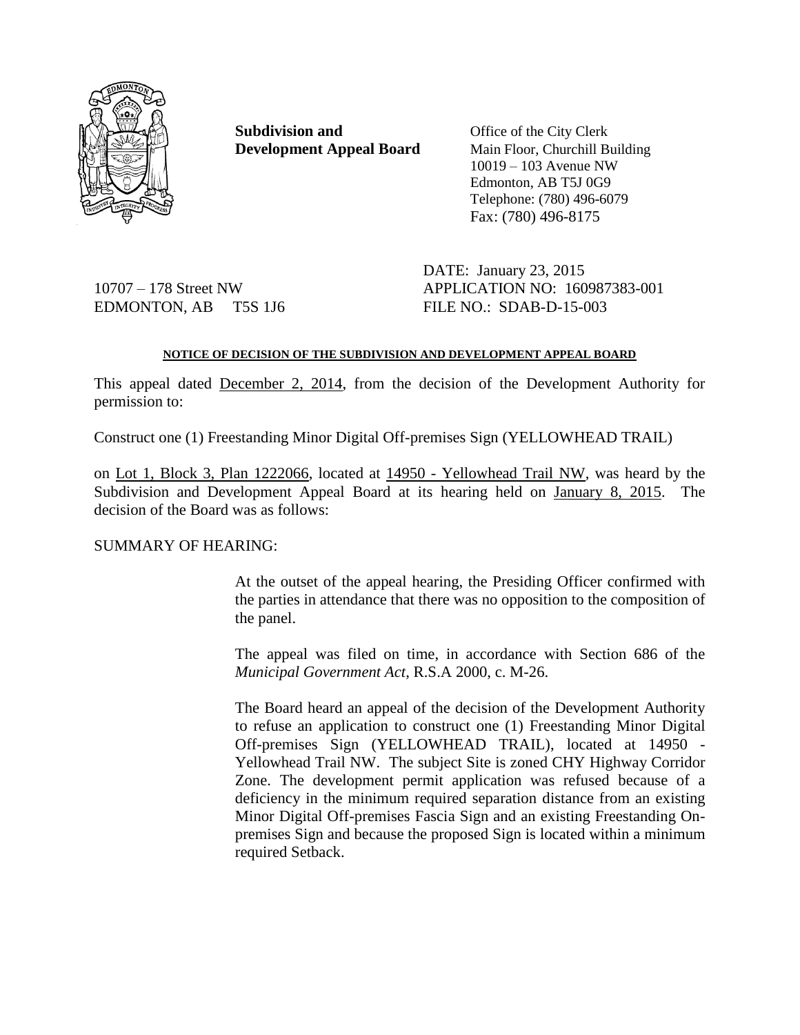**Subdivision and Development Appeal Board**

Office of the City Clerk
Main Floor, Churchill Building
10019 – 103 Avenue NW
Edmonton, AB T5J 0G9
Telephone: (780) 496-6079
Fax: (780) 496-8175

10707 – 178 Street NW
EDMONTON, AB T5S 1J6

DATE: January 23, 2015
APPLICATION NO: 160987383-001
FILE NO.: SDAB-D-15-003

**NOTICE OF DECISION OF THE SUBDIVISION AND DEVELOPMENT APPEAL BOARD**

This appeal dated December 2, 2014, from the decision of the Development Authority for permission to:

Construct one (1) Freestanding Minor Digital Off-premises Sign (YELLOWHEAD TRAIL)

on Lot 1, Block 3, Plan 1222066, located at 14950 - Yellowhead Trail NW, was heard by the Subdivision and Development Appeal Board at its hearing held on January 8, 2015. The decision of the Board was as follows:

SUMMARY OF HEARING:

At the outset of the appeal hearing, the Presiding Officer confirmed with the parties in attendance that there was no opposition to the composition of the panel.

The appeal was filed on time, in accordance with Section 686 of the *Municipal Government Act*, R.S.A 2000, c. M-26.

The Board heard an appeal of the decision of the Development Authority to refuse an application to construct one (1) Freestanding Minor Digital Off-premises Sign (YELLOWHEAD TRAIL), located at 14950 - Yellowhead Trail NW. The subject Site is zoned CHY Highway Corridor Zone. The development permit application was refused because of a deficiency in the minimum required separation distance from an existing Minor Digital Off-premises Fascia Sign and an existing Freestanding On-premises Sign and because the proposed Sign is located within a minimum required Setback.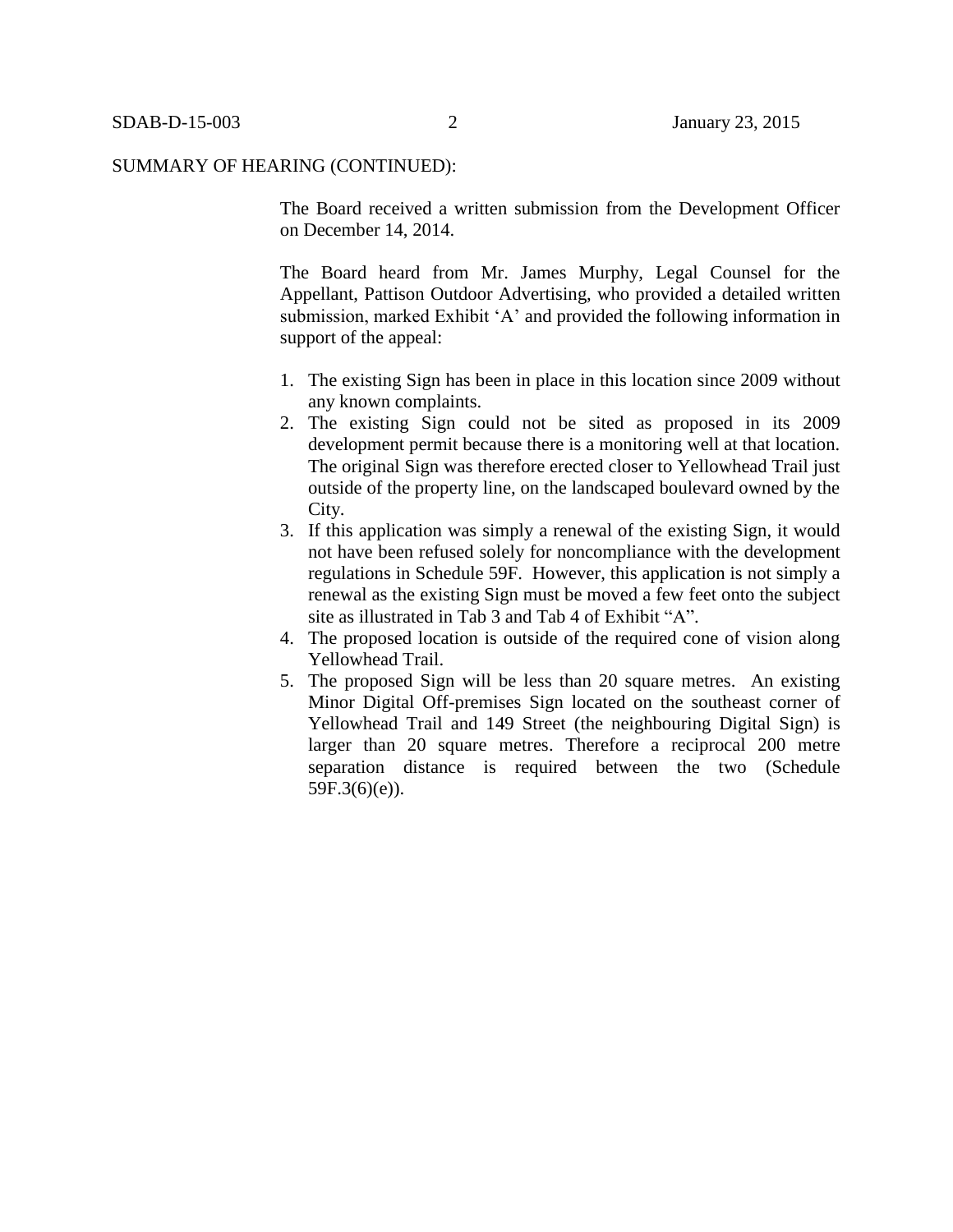SUMMARY OF HEARING (CONTINUED):

The Board received a written submission from the Development Officer on December 14, 2014.

The Board heard from Mr. James Murphy, Legal Counsel for the Appellant, Pattison Outdoor Advertising, who provided a detailed written submission, marked Exhibit 'A' and provided the following information in support of the appeal:

1. The existing Sign has been in place in this location since 2009 without any known complaints.
2. The existing Sign could not be sited as proposed in its 2009 development permit because there is a monitoring well at that location. The original Sign was therefore erected closer to Yellowhead Trail just outside of the property line, on the landscaped boulevard owned by the City.
3. If this application was simply a renewal of the existing Sign, it would not have been refused solely for noncompliance with the development regulations in Schedule 59F. However, this application is not simply a renewal as the existing Sign must be moved a few feet onto the subject site as illustrated in Tab 3 and Tab 4 of Exhibit "A".
4. The proposed location is outside of the required cone of vision along Yellowhead Trail.
5. The proposed Sign will be less than 20 square metres. An existing Minor Digital Off-premises Sign located on the southeast corner of Yellowhead Trail and 149 Street (the neighbouring Digital Sign) is larger than 20 square metres. Therefore a reciprocal 200 metre separation distance is required between the two (Schedule 59F.3(6)(e)).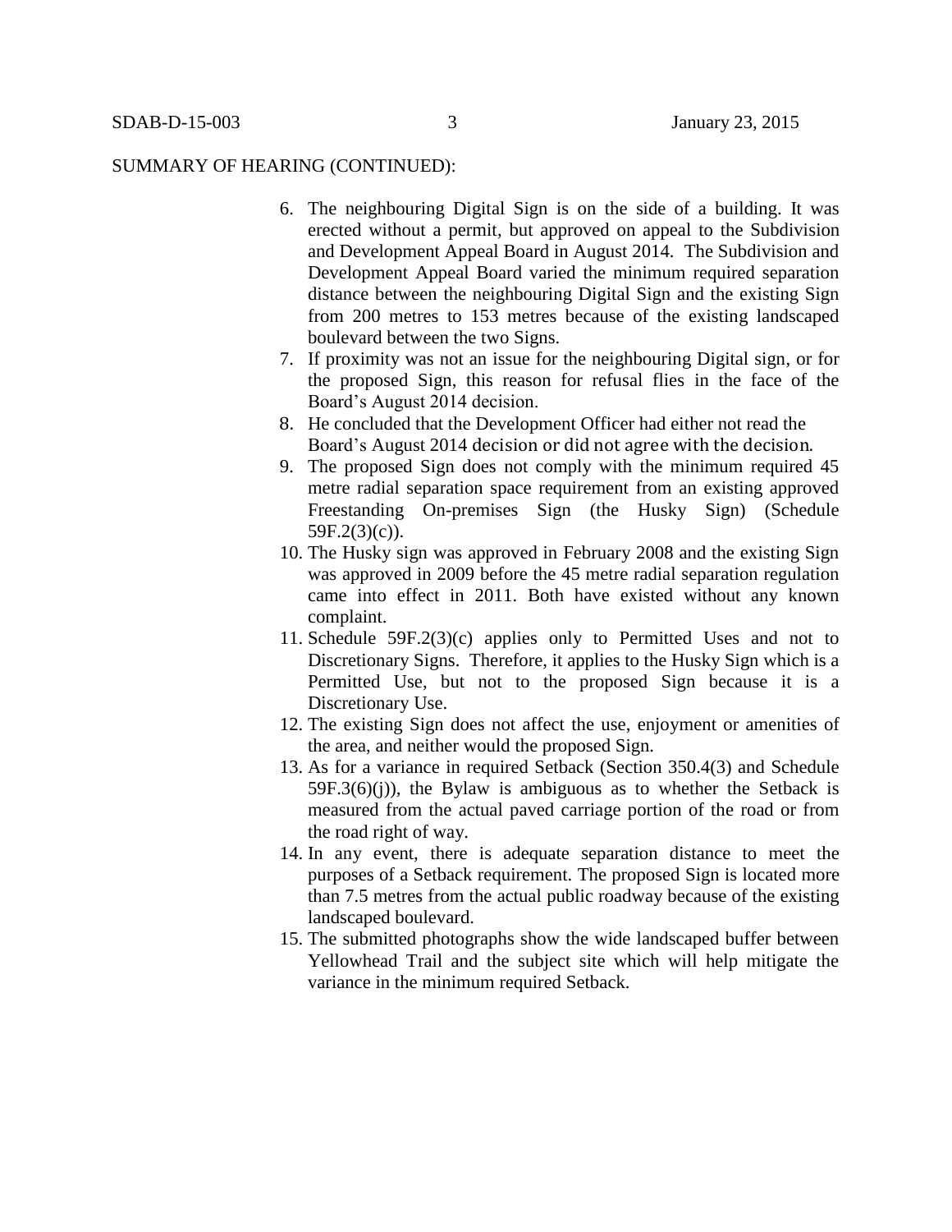SUMMARY OF HEARING (CONTINUED):

6. The neighbouring Digital Sign is on the side of a building. It was erected without a permit, but approved on appeal to the Subdivision and Development Appeal Board in August 2014. The Subdivision and Development Appeal Board varied the minimum required separation distance between the neighbouring Digital Sign and the existing Sign from 200 metres to 153 metres because of the existing landscaped boulevard between the two Signs.
7. If proximity was not an issue for the neighbouring Digital sign, or for the proposed Sign, this reason for refusal flies in the face of the Board's August 2014 decision.
8. He concluded that the Development Officer had either not read the Board's August 2014 decision or did not agree with the decision.
9. The proposed Sign does not comply with the minimum required 45 metre radial separation space requirement from an existing approved Freestanding On-premises Sign (the Husky Sign) (Schedule 59F.2(3)(c)).
10. The Husky sign was approved in February 2008 and the existing Sign was approved in 2009 before the 45 metre radial separation regulation came into effect in 2011. Both have existed without any known complaint.
11. Schedule 59F.2(3)(c) applies only to Permitted Uses and not to Discretionary Signs. Therefore, it applies to the Husky Sign which is a Permitted Use, but not to the proposed Sign because it is a Discretionary Use.
12. The existing Sign does not affect the use, enjoyment or amenities of the area, and neither would the proposed Sign.
13. As for a variance in required Setback (Section 350.4(3) and Schedule 59F.3(6)(j)), the Bylaw is ambiguous as to whether the Setback is measured from the actual paved carriage portion of the road or from the road right of way.
14. In any event, there is adequate separation distance to meet the purposes of a Setback requirement. The proposed Sign is located more than 7.5 metres from the actual public roadway because of the existing landscaped boulevard.
15. The submitted photographs show the wide landscaped buffer between Yellowhead Trail and the subject site which will help mitigate the variance in the minimum required Setback.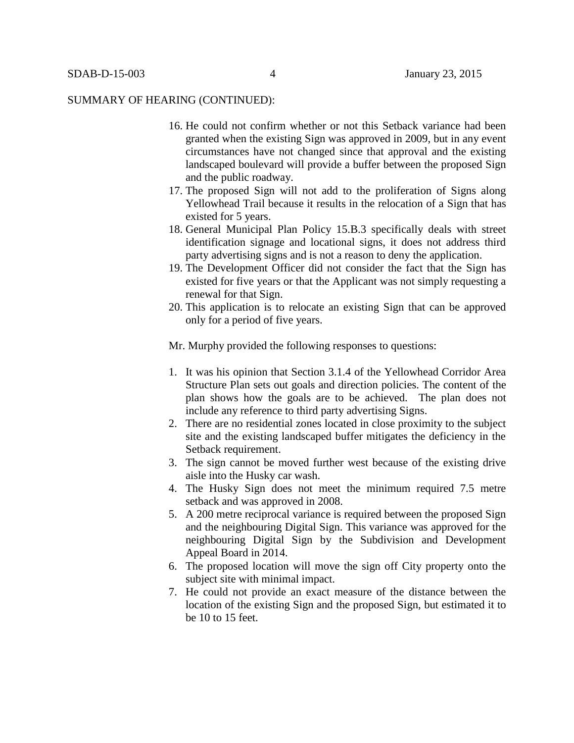SUMMARY OF HEARING (CONTINUED):

16. He could not confirm whether or not this Setback variance had been granted when the existing Sign was approved in 2009, but in any event circumstances have not changed since that approval and the existing landscaped boulevard will provide a buffer between the proposed Sign and the public roadway.
17. The proposed Sign will not add to the proliferation of Signs along Yellowhead Trail because it results in the relocation of a Sign that has existed for 5 years.
18. General Municipal Plan Policy 15.B.3 specifically deals with street identification signage and locational signs, it does not address third party advertising signs and is not a reason to deny the application.
19. The Development Officer did not consider the fact that the Sign has existed for five years or that the Applicant was not simply requesting a renewal for that Sign.
20. This application is to relocate an existing Sign that can be approved only for a period of five years.

Mr. Murphy provided the following responses to questions:

1. It was his opinion that Section 3.1.4 of the Yellowhead Corridor Area Structure Plan sets out goals and direction policies. The content of the plan shows how the goals are to be achieved. The plan does not include any reference to third party advertising Signs.
2. There are no residential zones located in close proximity to the subject site and the existing landscaped buffer mitigates the deficiency in the Setback requirement.
3. The sign cannot be moved further west because of the existing drive aisle into the Husky car wash.
4. The Husky Sign does not meet the minimum required 7.5 metre setback and was approved in 2008.
5. A 200 metre reciprocal variance is required between the proposed Sign and the neighbouring Digital Sign. This variance was approved for the neighbouring Digital Sign by the Subdivision and Development Appeal Board in 2014.
6. The proposed location will move the sign off City property onto the subject site with minimal impact.
7. He could not provide an exact measure of the distance between the location of the existing Sign and the proposed Sign, but estimated it to be 10 to 15 feet.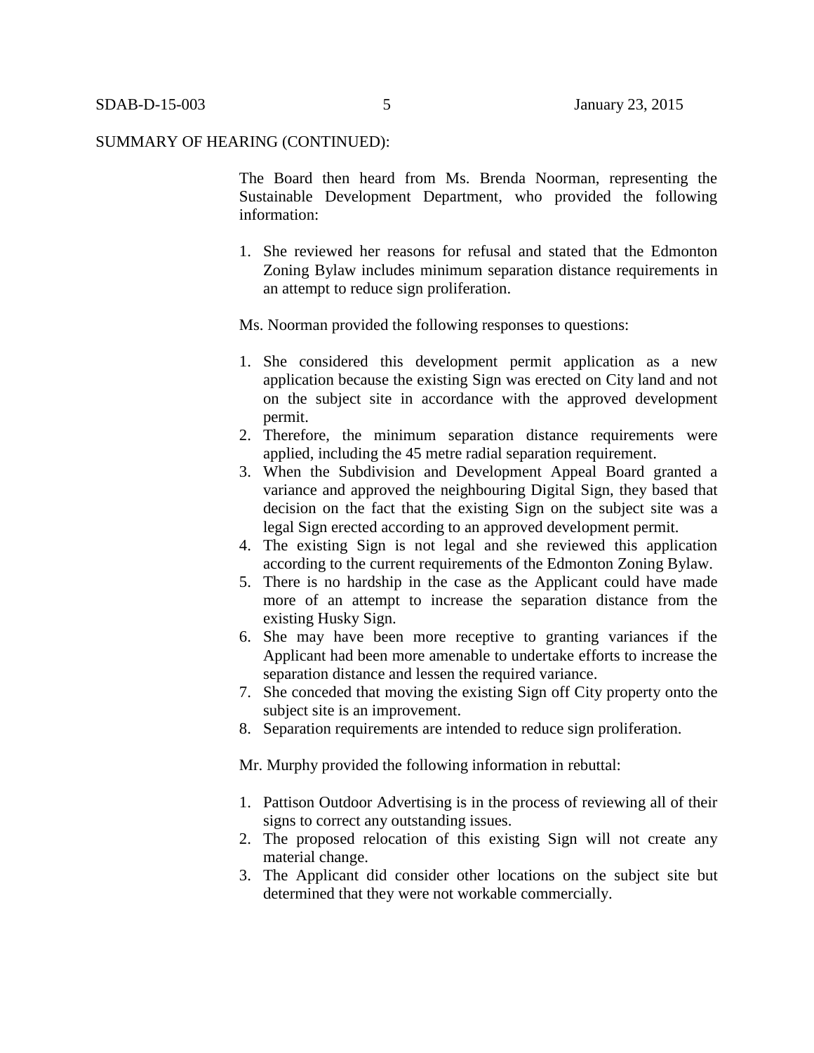SUMMARY OF HEARING (CONTINUED):

The Board then heard from Ms. Brenda Noorman, representing the Sustainable Development Department, who provided the following information:

1. She reviewed her reasons for refusal and stated that the Edmonton Zoning Bylaw includes minimum separation distance requirements in an attempt to reduce sign proliferation.

Ms. Noorman provided the following responses to questions:

1. She considered this development permit application as a new application because the existing Sign was erected on City land and not on the subject site in accordance with the approved development permit.
2. Therefore, the minimum separation distance requirements were applied, including the 45 metre radial separation requirement.
3. When the Subdivision and Development Appeal Board granted a variance and approved the neighbouring Digital Sign, they based that decision on the fact that the existing Sign on the subject site was a legal Sign erected according to an approved development permit.
4. The existing Sign is not legal and she reviewed this application according to the current requirements of the Edmonton Zoning Bylaw.
5. There is no hardship in the case as the Applicant could have made more of an attempt to increase the separation distance from the existing Husky Sign.
6. She may have been more receptive to granting variances if the Applicant had been more amenable to undertake efforts to increase the separation distance and lessen the required variance.
7. She conceded that moving the existing Sign off City property onto the subject site is an improvement.
8. Separation requirements are intended to reduce sign proliferation.

Mr. Murphy provided the following information in rebuttal:

1. Pattison Outdoor Advertising is in the process of reviewing all of their signs to correct any outstanding issues.
2. The proposed relocation of this existing Sign will not create any material change.
3. The Applicant did consider other locations on the subject site but determined that they were not workable commercially.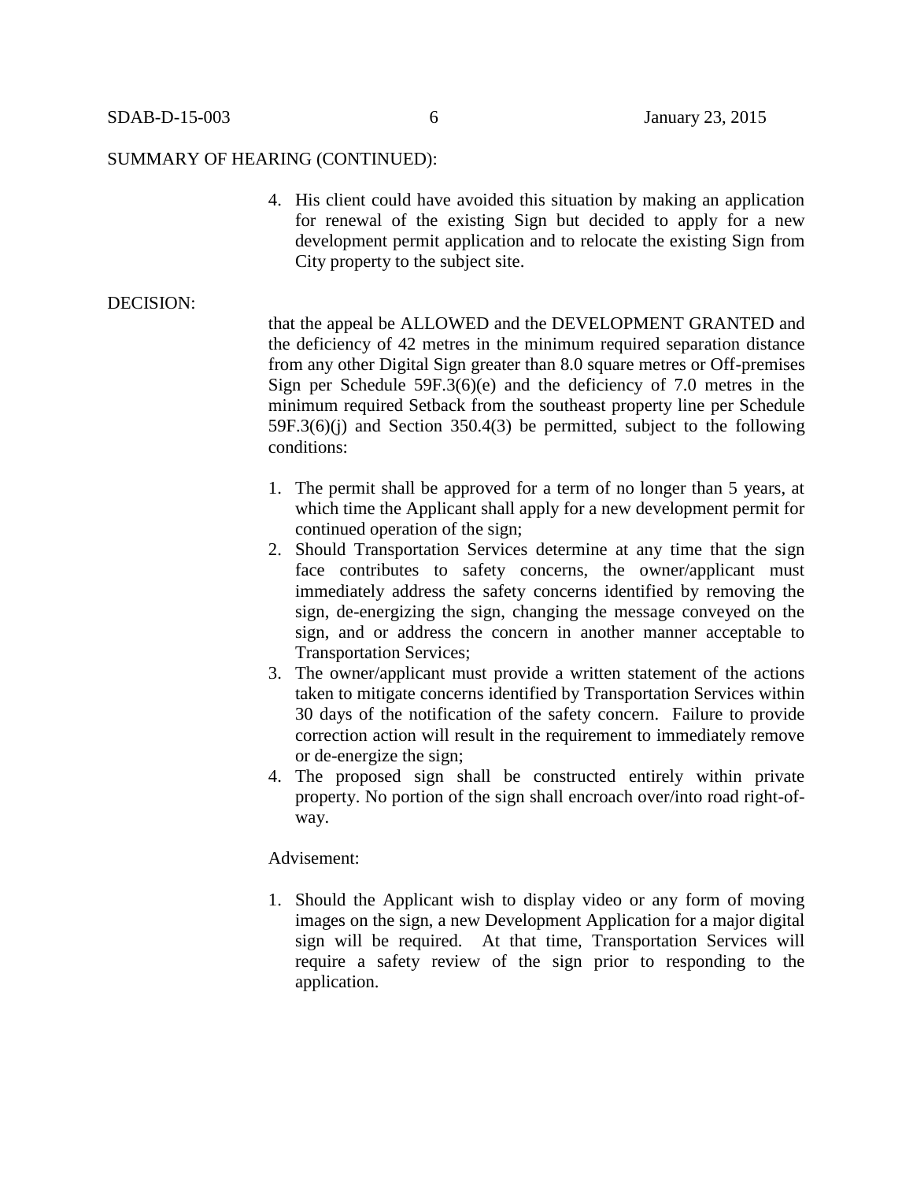SUMMARY OF HEARING (CONTINUED):

4. His client could have avoided this situation by making an application for renewal of the existing Sign but decided to apply for a new development permit application and to relocate the existing Sign from City property to the subject site.

DECISION:

that the appeal be ALLOWED and the DEVELOPMENT GRANTED and the deficiency of 42 metres in the minimum required separation distance from any other Digital Sign greater than 8.0 square metres or Off-premises Sign per Schedule 59F.3(6)(e) and the deficiency of 7.0 metres in the minimum required Setback from the southeast property line per Schedule 59F.3(6)(j) and Section 350.4(3) be permitted, subject to the following conditions:

1. The permit shall be approved for a term of no longer than 5 years, at which time the Applicant shall apply for a new development permit for continued operation of the sign;
2. Should Transportation Services determine at any time that the sign face contributes to safety concerns, the owner/applicant must immediately address the safety concerns identified by removing the sign, de-energizing the sign, changing the message conveyed on the sign, and or address the concern in another manner acceptable to Transportation Services;
3. The owner/applicant must provide a written statement of the actions taken to mitigate concerns identified by Transportation Services within 30 days of the notification of the safety concern. Failure to provide correction action will result in the requirement to immediately remove or de-energize the sign;
4. The proposed sign shall be constructed entirely within private property. No portion of the sign shall encroach over/into road right-of-way.

Advisement:

1. Should the Applicant wish to display video or any form of moving images on the sign, a new Development Application for a major digital sign will be required. At that time, Transportation Services will require a safety review of the sign prior to responding to the application.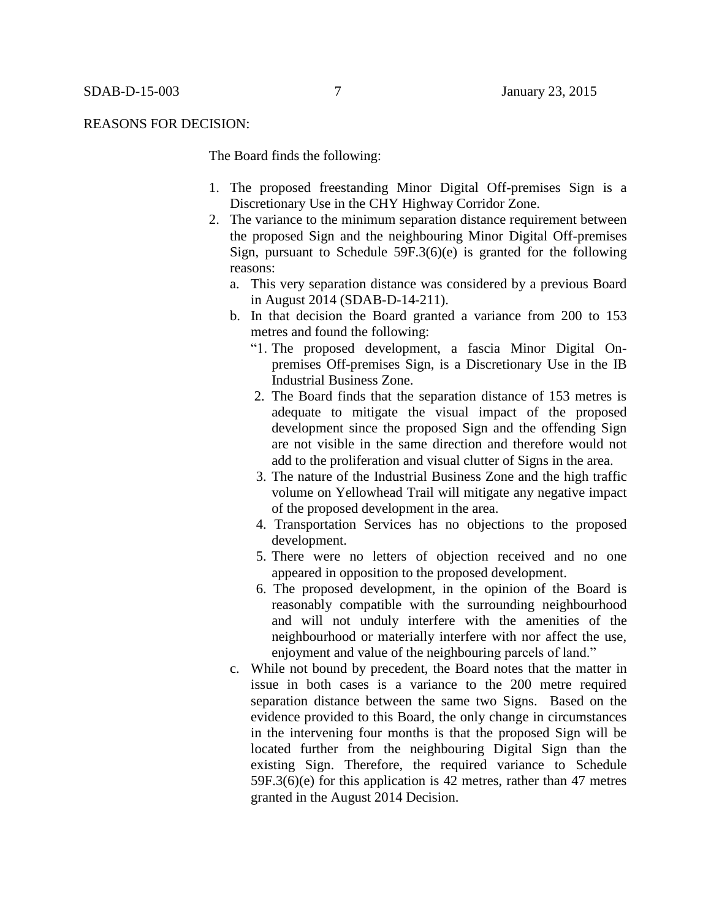REASONS FOR DECISION:

The Board finds the following:

1. The proposed freestanding Minor Digital Off-premises Sign is a Discretionary Use in the CHY Highway Corridor Zone.
2. The variance to the minimum separation distance requirement between the proposed Sign and the neighbouring Minor Digital Off-premises Sign, pursuant to Schedule 59F.3(6)(e) is granted for the following reasons:
   a. This very separation distance was considered by a previous Board in August 2014 (SDAB-D-14-211).
   b. In that decision the Board granted a variance from 200 to 153 metres and found the following:
      "1. The proposed development, a fascia Minor Digital On-premises Off-premises Sign, is a Discretionary Use in the IB Industrial Business Zone.
      2. The Board finds that the separation distance of 153 metres is adequate to mitigate the visual impact of the proposed development since the proposed Sign and the offending Sign are not visible in the same direction and therefore would not add to the proliferation and visual clutter of Signs in the area.
      3. The nature of the Industrial Business Zone and the high traffic volume on Yellowhead Trail will mitigate any negative impact of the proposed development in the area.
      4. Transportation Services has no objections to the proposed development.
      5. There were no letters of objection received and no one appeared in opposition to the proposed development.
      6. The proposed development, in the opinion of the Board is reasonably compatible with the surrounding neighbourhood and will not unduly interfere with the amenities of the neighbourhood or materially interfere with nor affect the use, enjoyment and value of the neighbouring parcels of land."
   c. While not bound by precedent, the Board notes that the matter in issue in both cases is a variance to the 200 metre required separation distance between the same two Signs. Based on the evidence provided to this Board, the only change in circumstances in the intervening four months is that the proposed Sign will be located further from the neighbouring Digital Sign than the existing Sign. Therefore, the required variance to Schedule 59F.3(6)(e) for this application is 42 metres, rather than 47 metres granted in the August 2014 Decision.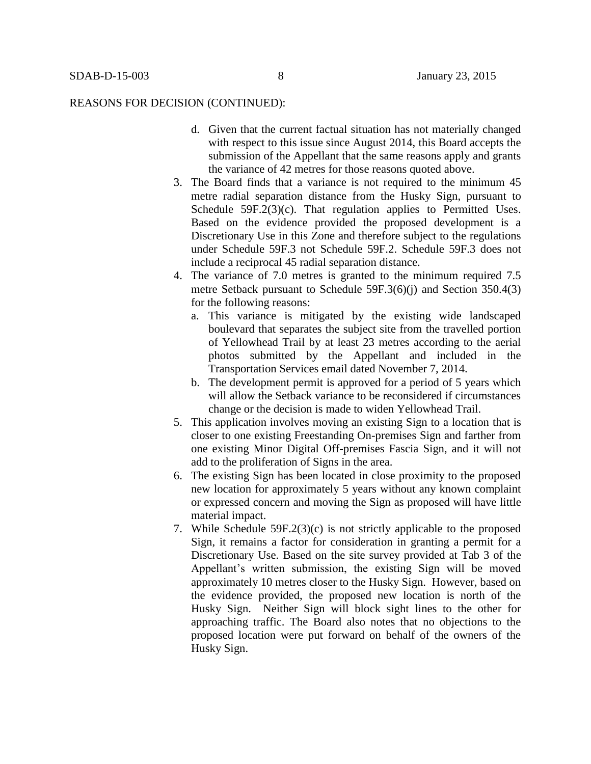REASONS FOR DECISION (CONTINUED):

d. Given that the current factual situation has not materially changed with respect to this issue since August 2014, this Board accepts the submission of the Appellant that the same reasons apply and grants the variance of 42 metres for those reasons quoted above.

3. The Board finds that a variance is not required to the minimum 45 metre radial separation distance from the Husky Sign, pursuant to Schedule 59F.2(3)(c). That regulation applies to Permitted Uses. Based on the evidence provided the proposed development is a Discretionary Use in this Zone and therefore subject to the regulations under Schedule 59F.3 not Schedule 59F.2. Schedule 59F.3 does not include a reciprocal 45 radial separation distance.
4. The variance of 7.0 metres is granted to the minimum required 7.5 metre Setback pursuant to Schedule 59F.3(6)(j) and Section 350.4(3) for the following reasons:
   a. This variance is mitigated by the existing wide landscaped boulevard that separates the subject site from the travelled portion of Yellowhead Trail by at least 23 metres according to the aerial photos submitted by the Appellant and included in the Transportation Services email dated November 7, 2014.
   b. The development permit is approved for a period of 5 years which will allow the Setback variance to be reconsidered if circumstances change or the decision is made to widen Yellowhead Trail.
5. This application involves moving an existing Sign to a location that is closer to one existing Freestanding On-premises Sign and farther from one existing Minor Digital Off-premises Fascia Sign, and it will not add to the proliferation of Signs in the area.
6. The existing Sign has been located in close proximity to the proposed new location for approximately 5 years without any known complaint or expressed concern and moving the Sign as proposed will have little material impact.
7. While Schedule 59F.2(3)(c) is not strictly applicable to the proposed Sign, it remains a factor for consideration in granting a permit for a Discretionary Use. Based on the site survey provided at Tab 3 of the Appellant's written submission, the existing Sign will be moved approximately 10 metres closer to the Husky Sign. However, based on the evidence provided, the proposed new location is north of the Husky Sign. Neither Sign will block sight lines to the other for approaching traffic. The Board also notes that no objections to the proposed location were put forward on behalf of the owners of the Husky Sign.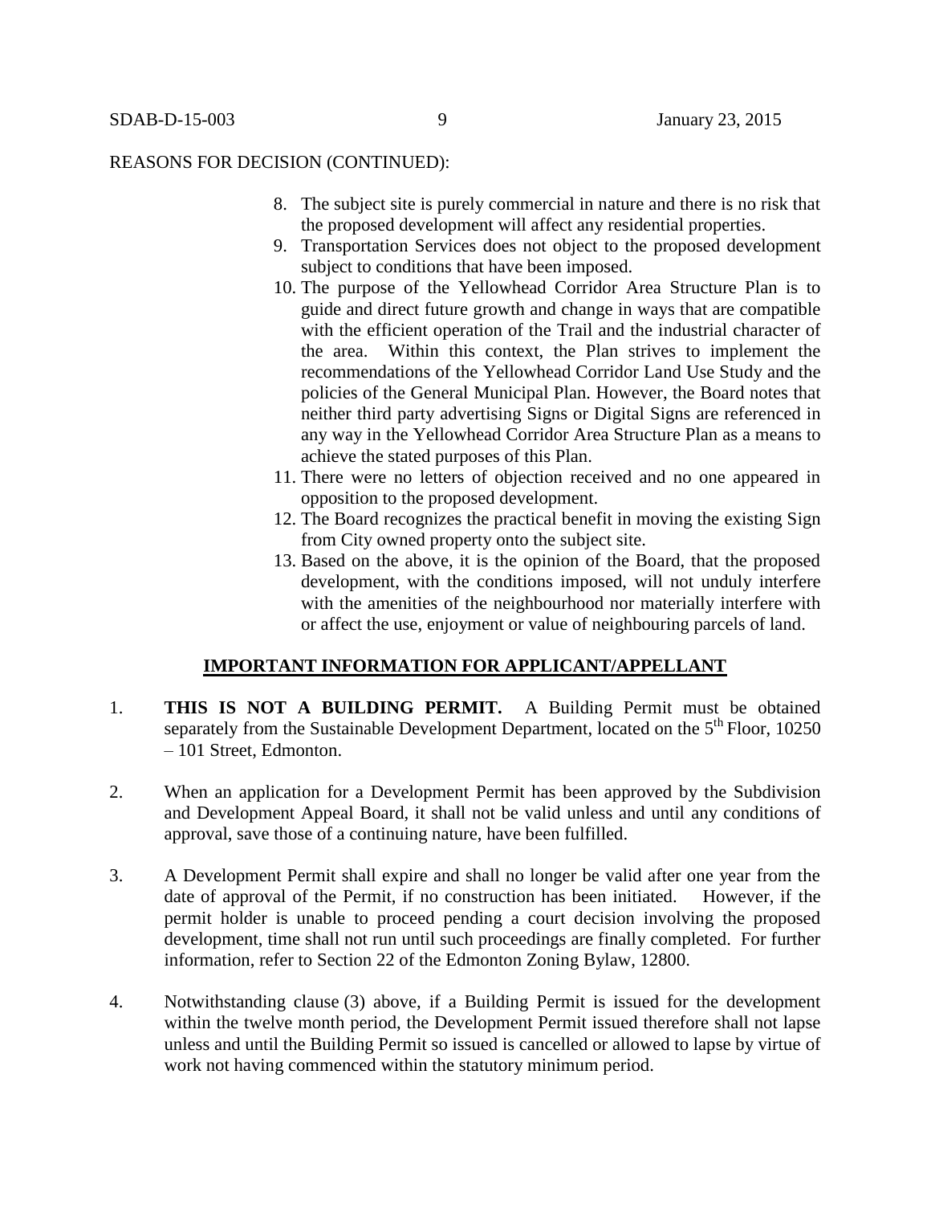REASONS FOR DECISION (CONTINUED):

8. The subject site is purely commercial in nature and there is no risk that the proposed development will affect any residential properties.
9. Transportation Services does not object to the proposed development subject to conditions that have been imposed.
10. The purpose of the Yellowhead Corridor Area Structure Plan is to guide and direct future growth and change in ways that are compatible with the efficient operation of the Trail and the industrial character of the area. Within this context, the Plan strives to implement the recommendations of the Yellowhead Corridor Land Use Study and the policies of the General Municipal Plan. However, the Board notes that neither third party advertising Signs or Digital Signs are referenced in any way in the Yellowhead Corridor Area Structure Plan as a means to achieve the stated purposes of this Plan.
11. There were no letters of objection received and no one appeared in opposition to the proposed development.
12. The Board recognizes the practical benefit in moving the existing Sign from City owned property onto the subject site.
13. Based on the above, it is the opinion of the Board, that the proposed development, with the conditions imposed, will not unduly interfere with the amenities of the neighbourhood nor materially interfere with or affect the use, enjoyment or value of neighbouring parcels of land.

## IMPORTANT INFORMATION FOR APPLICANT/APPELLANT

1. **THIS IS NOT A BUILDING PERMIT.** A Building Permit must be obtained separately from the Sustainable Development Department, located on the 5th Floor, 10250 – 101 Street, Edmonton.

2. When an application for a Development Permit has been approved by the Subdivision and Development Appeal Board, it shall not be valid unless and until any conditions of approval, save those of a continuing nature, have been fulfilled.

3. A Development Permit shall expire and shall no longer be valid after one year from the date of approval of the Permit, if no construction has been initiated. However, if the permit holder is unable to proceed pending a court decision involving the proposed development, time shall not run until such proceedings are finally completed. For further information, refer to Section 22 of the Edmonton Zoning Bylaw, 12800.

4. Notwithstanding clause (3) above, if a Building Permit is issued for the development within the twelve month period, the Development Permit issued therefore shall not lapse unless and until the Building Permit so issued is cancelled or allowed to lapse by virtue of work not having commenced within the statutory minimum period.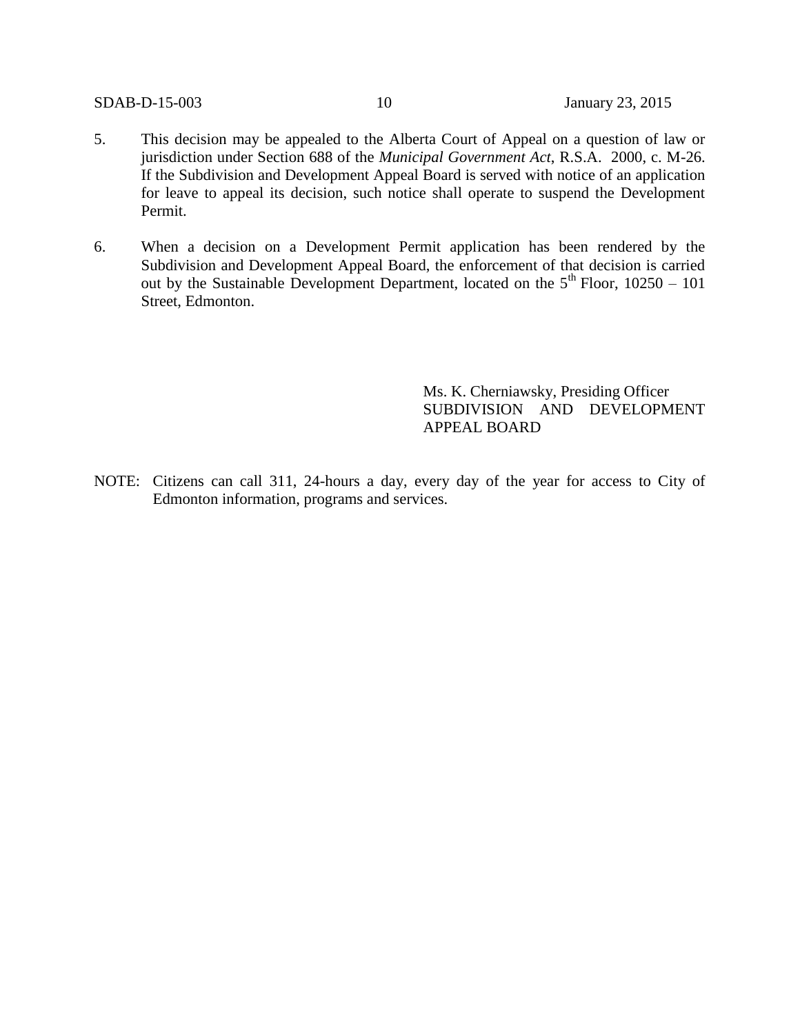5. This decision may be appealed to the Alberta Court of Appeal on a question of law or jurisdiction under Section 688 of the *Municipal Government Act*, R.S.A. 2000, c. M-26. If the Subdivision and Development Appeal Board is served with notice of an application for leave to appeal its decision, such notice shall operate to suspend the Development Permit.

6. When a decision on a Development Permit application has been rendered by the Subdivision and Development Appeal Board, the enforcement of that decision is carried out by the Sustainable Development Department, located on the 5th Floor, 10250 – 101 Street, Edmonton.

Ms. K. Cherniawsky, Presiding Officer
SUBDIVISION AND DEVELOPMENT APPEAL BOARD

NOTE: Citizens can call 311, 24-hours a day, every day of the year for access to City of Edmonton information, programs and services.